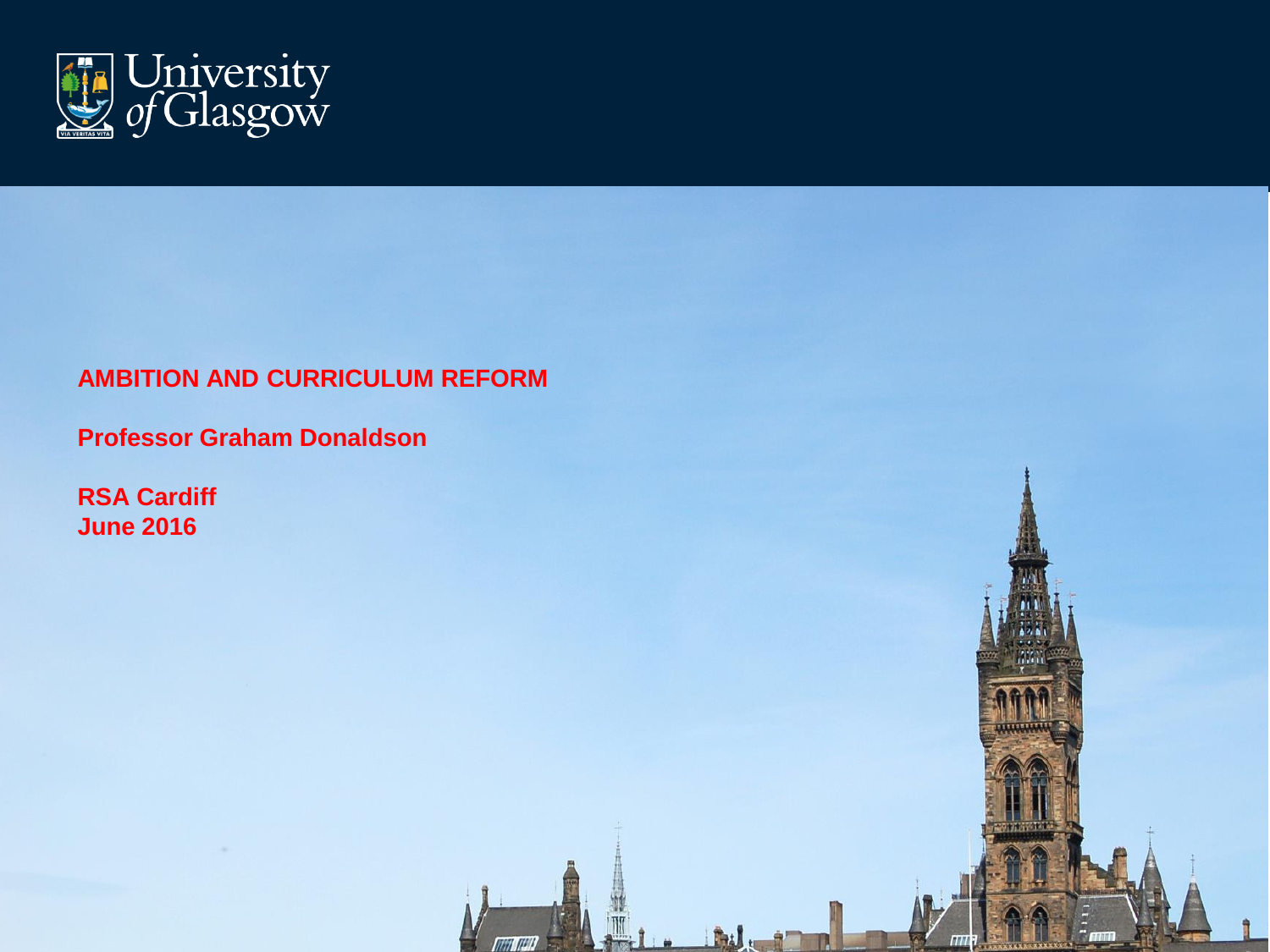# AMBITION AND CURRICULUM REFORM

**Professor Graham Donaldson**

**RSA Cardiff**
**June 2016**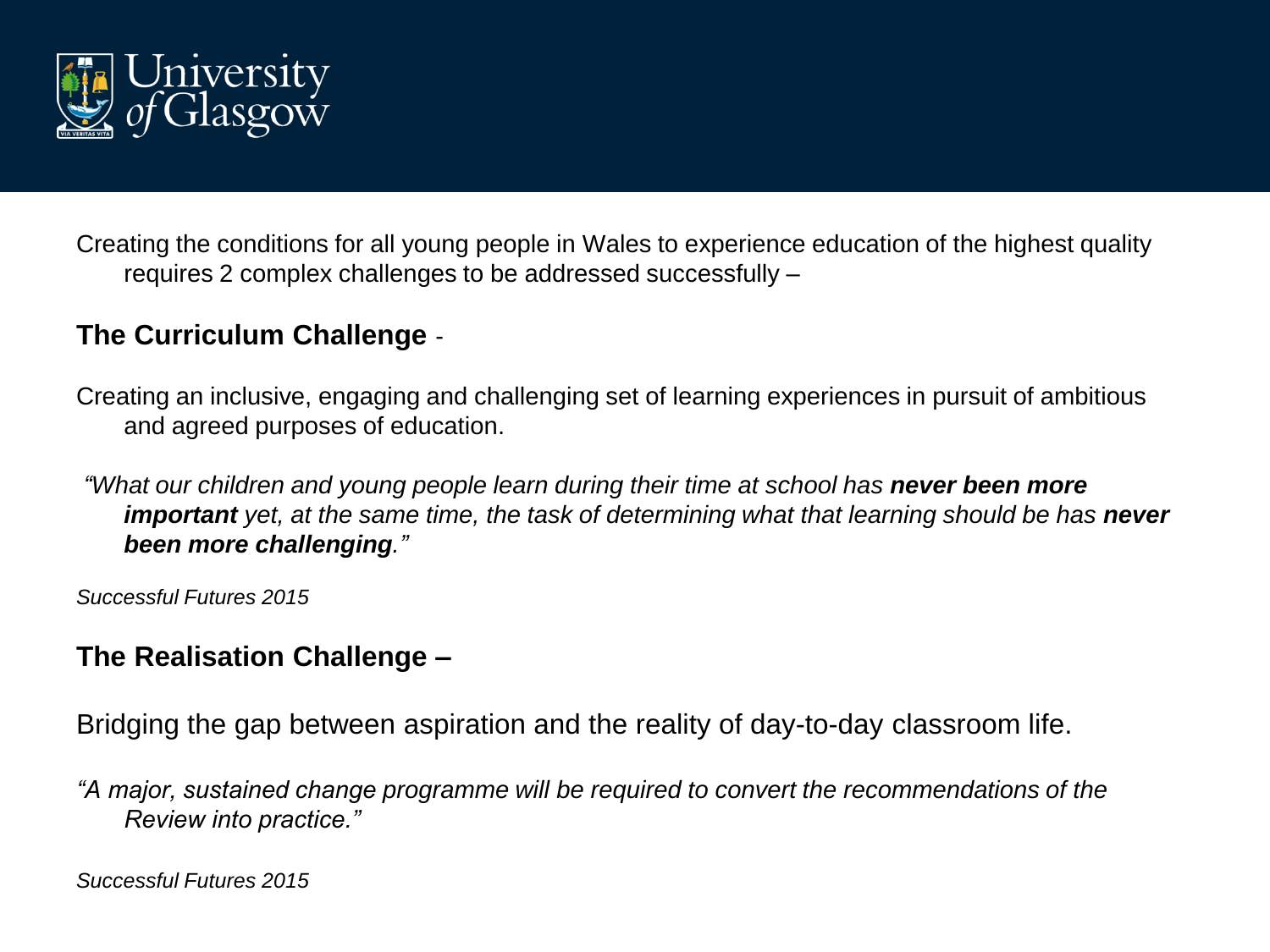Creating the conditions for all young people in Wales to experience education of the highest quality requires 2 complex challenges to be addressed successfully –

## The Curriculum Challenge -

Creating an inclusive, engaging and challenging set of learning experiences in pursuit of ambitious and agreed purposes of education.

*"What our children and young people learn during their time at school has **never been more important** yet, at the same time, the task of determining what that learning should be has **never been more challenging**."*

*Successful Futures 2015*

## The Realisation Challenge –

Bridging the gap between aspiration and the reality of day-to-day classroom life.

*"A major, sustained change programme will be required to convert the recommendations of the Review into practice."*

*Successful Futures 2015*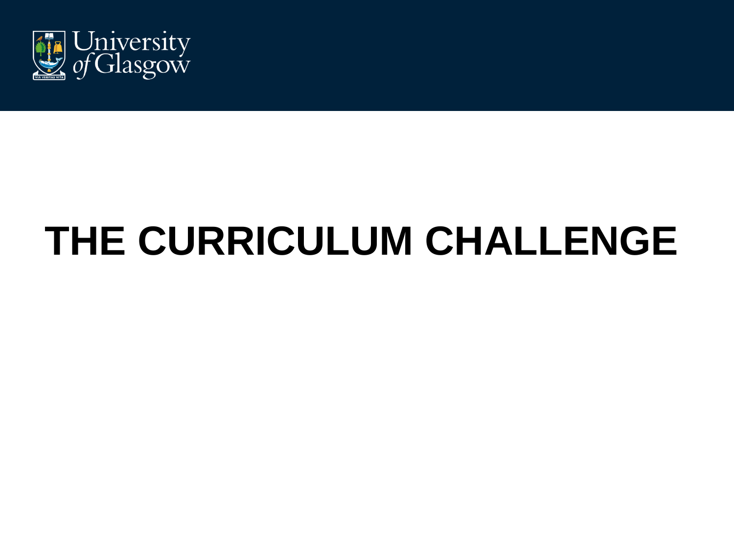# THE CURRICULUM CHALLENGE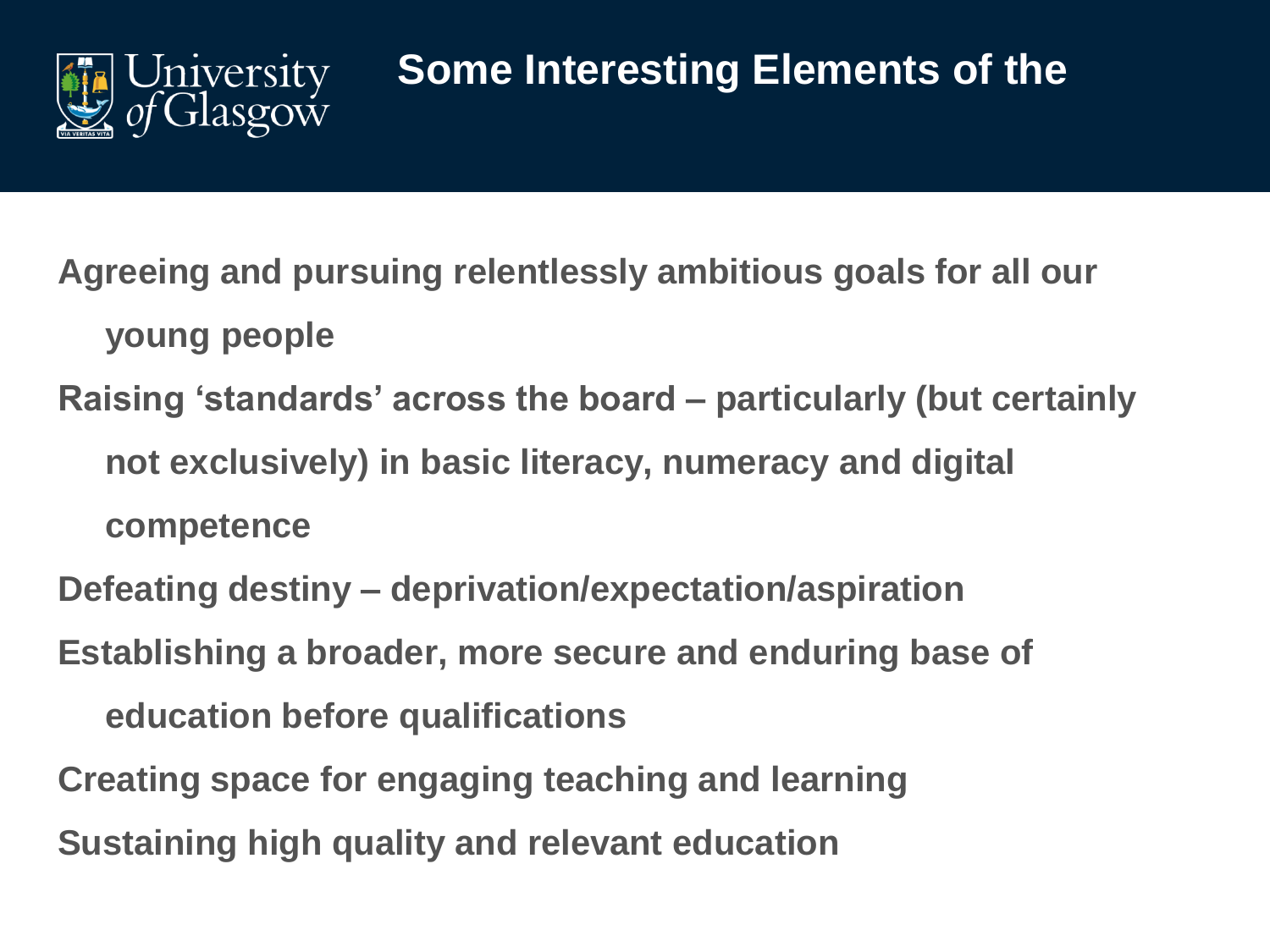## Some Interesting Elements of the

- Agreeing and pursuing relentlessly ambitious goals for all our young people
- Raising 'standards' across the board – particularly (but certainly not exclusively) in basic literacy, numeracy and digital competence
- Defeating destiny – deprivation/expectation/aspiration
- Establishing a broader, more secure and enduring base of education before qualifications
- Creating space for engaging teaching and learning
- Sustaining high quality and relevant education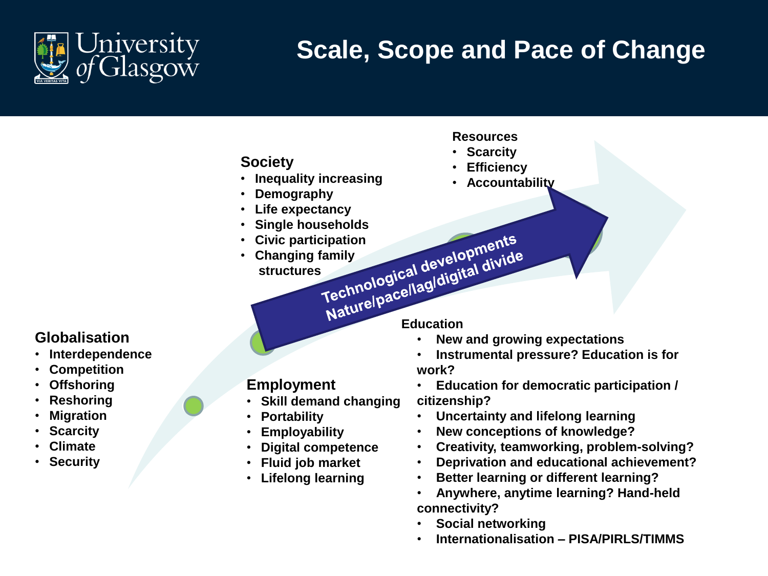# Scale, Scope and Pace of Change

## Globalisation

- Interdependence
- Competition
- Offshoring
- Reshoring
- Migration
- Scarcity
- Climate
- Security

## Society

- Inequality increasing
- Demography
- Life expectancy
- Single households
- Civic participation
- Changing family structures

## Resources

- Scarcity
- Efficiency
- Accountability

**Technological developments**
**Nature/pace/lag/digital divide**

## Employment

- Skill demand changing
- Portability
- Employability
- Digital competence
- Fluid job market
- Lifelong learning

## Education

- New and growing expectations
- Instrumental pressure? Education is for work?
- Education for democratic participation / citizenship?
- Uncertainty and lifelong learning
- New conceptions of knowledge?
- Creativity, teamworking, problem-solving?
- Deprivation and educational achievement?
- Better learning or different learning?
- Anywhere, anytime learning? Hand-held connectivity?
- Social networking
- Internationalisation – PISA/PIRLS/TIMMS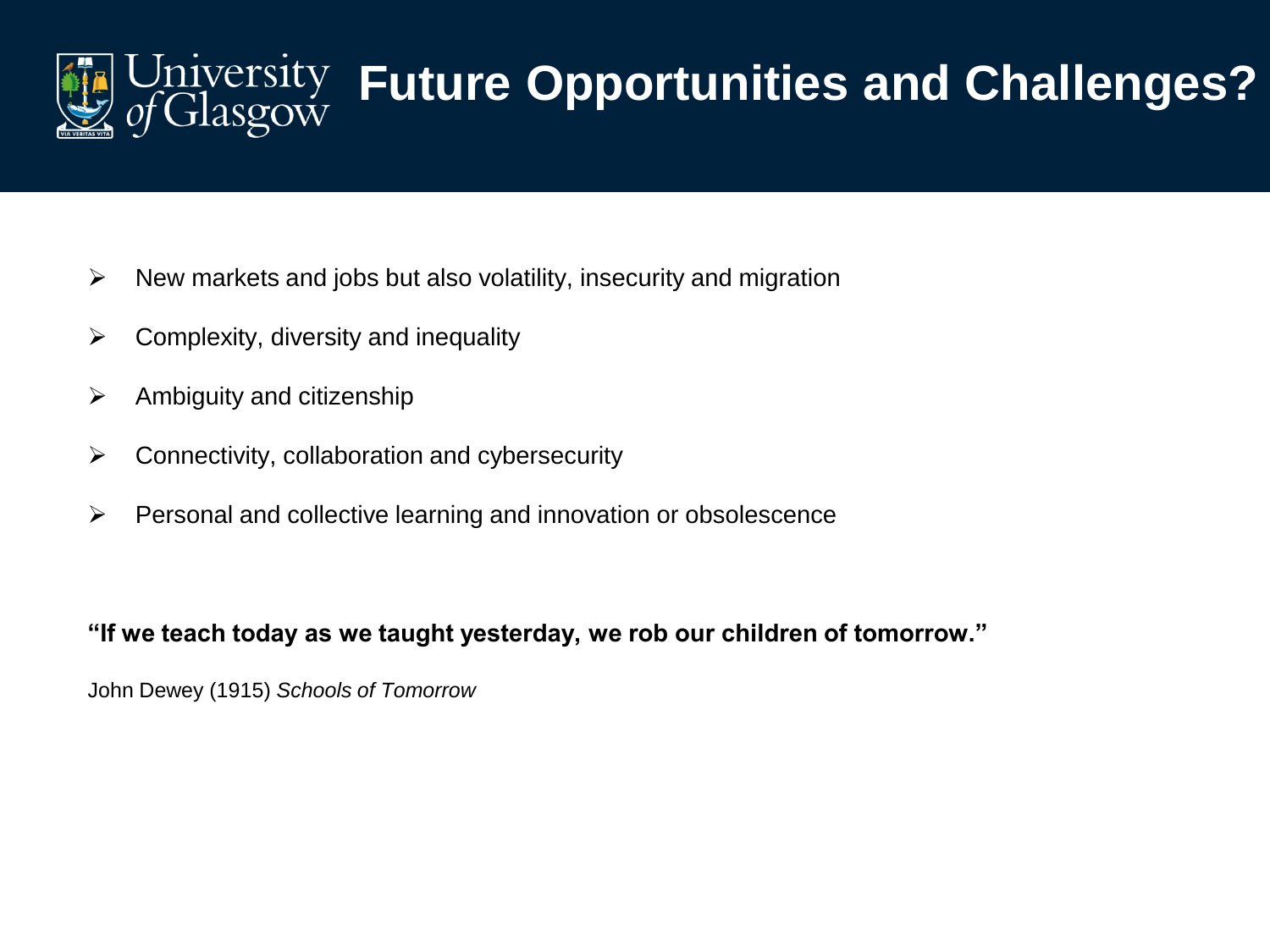# Future Opportunities and Challenges?

- New markets and jobs but also volatility, insecurity and migration
- Complexity, diversity and inequality
- Ambiguity and citizenship
- Connectivity, collaboration and cybersecurity
- Personal and collective learning and innovation or obsolescence

**"If we teach today as we taught yesterday, we rob our children of tomorrow."**

John Dewey (1915) *Schools of Tomorrow*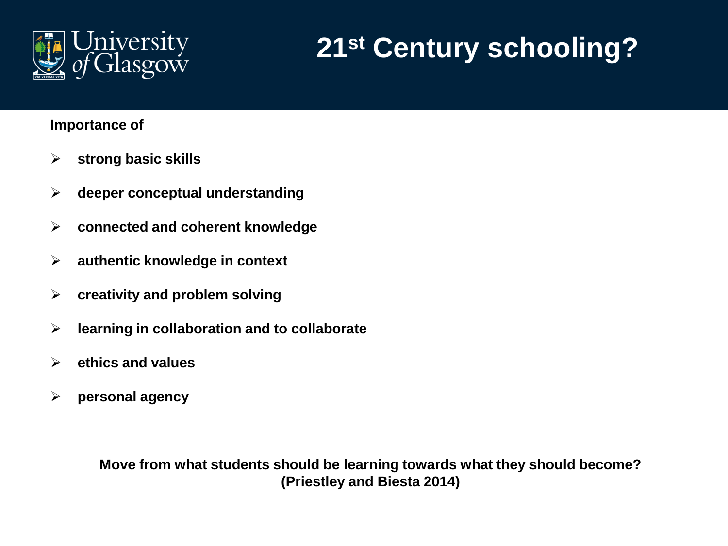# 21st Century schooling?

**Importance of**

- **strong basic skills**
- **deeper conceptual understanding**
- **connected and coherent knowledge**
- **authentic knowledge in context**
- **creativity and problem solving**
- **learning in collaboration and to collaborate**
- **ethics and values**
- **personal agency**

**Move from what students should be learning towards what they should become? (Priestley and Biesta 2014)**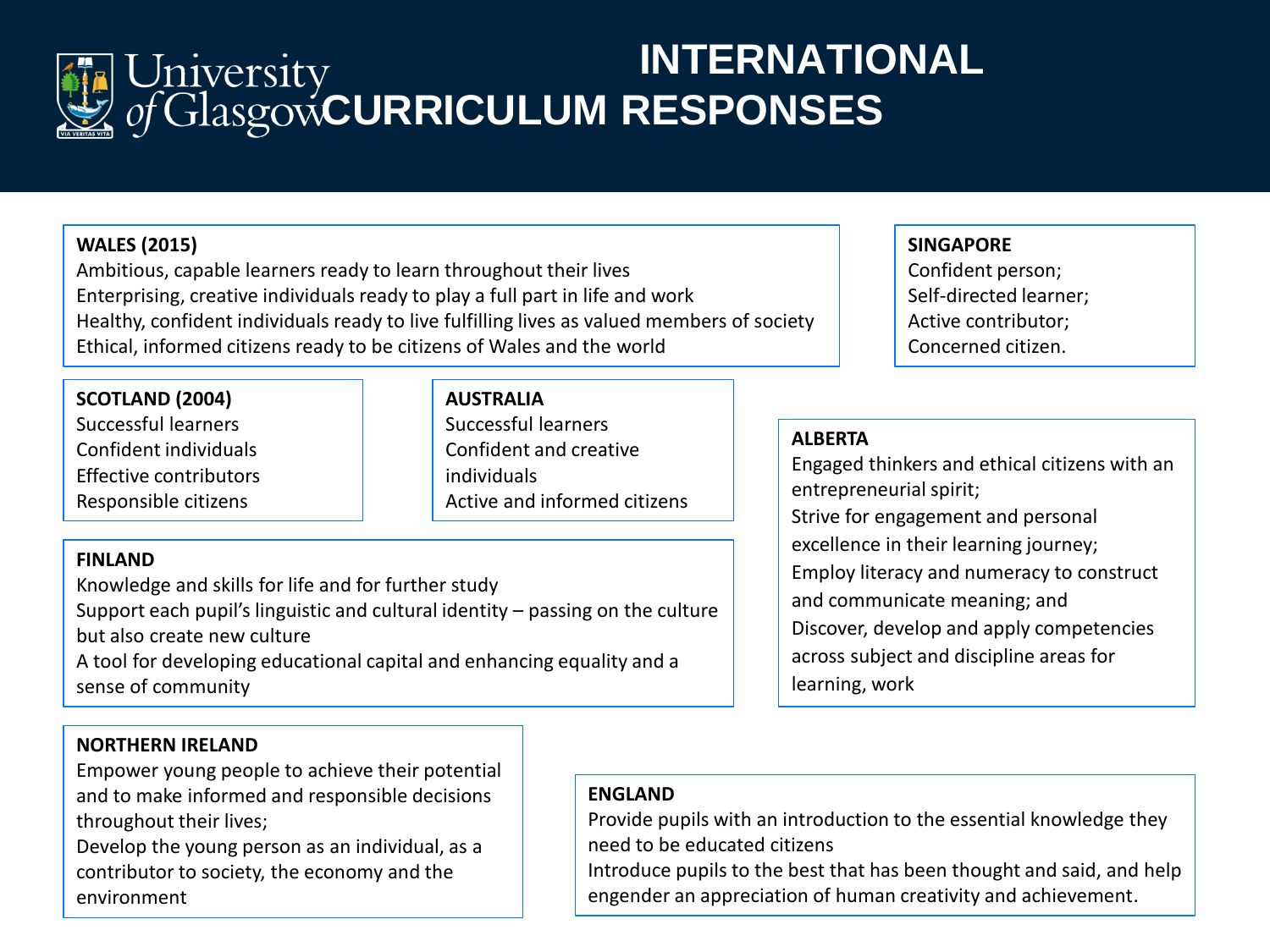# INTERNATIONAL CURRICULUM RESPONSES

**WALES (2015)**

Ambitious, capable learners ready to learn throughout their lives
Enterprising, creative individuals ready to play a full part in life and work
Healthy, confident individuals ready to live fulfilling lives as valued members of society
Ethical, informed citizens ready to be citizens of Wales and the world

**SINGAPORE**

Confident person;
Self-directed learner;
Active contributor;
Concerned citizen.

**SCOTLAND (2004)**

Successful learners
Confident individuals
Effective contributors
Responsible citizens

**AUSTRALIA**

Successful learners
Confident and creative individuals
Active and informed citizens

**ALBERTA**

Engaged thinkers and ethical citizens with an entrepreneurial spirit;
Strive for engagement and personal excellence in their learning journey;
Employ literacy and numeracy to construct and communicate meaning; and
Discover, develop and apply competencies across subject and discipline areas for learning, work

**FINLAND**

Knowledge and skills for life and for further study
Support each pupil's linguistic and cultural identity – passing on the culture but also create new culture
A tool for developing educational capital and enhancing equality and a sense of community

**NORTHERN IRELAND**

Empower young people to achieve their potential and to make informed and responsible decisions throughout their lives;
Develop the young person as an individual, as a contributor to society, the economy and the environment

**ENGLAND**

Provide pupils with an introduction to the essential knowledge they need to be educated citizens
Introduce pupils to the best that has been thought and said, and help engender an appreciation of human creativity and achievement.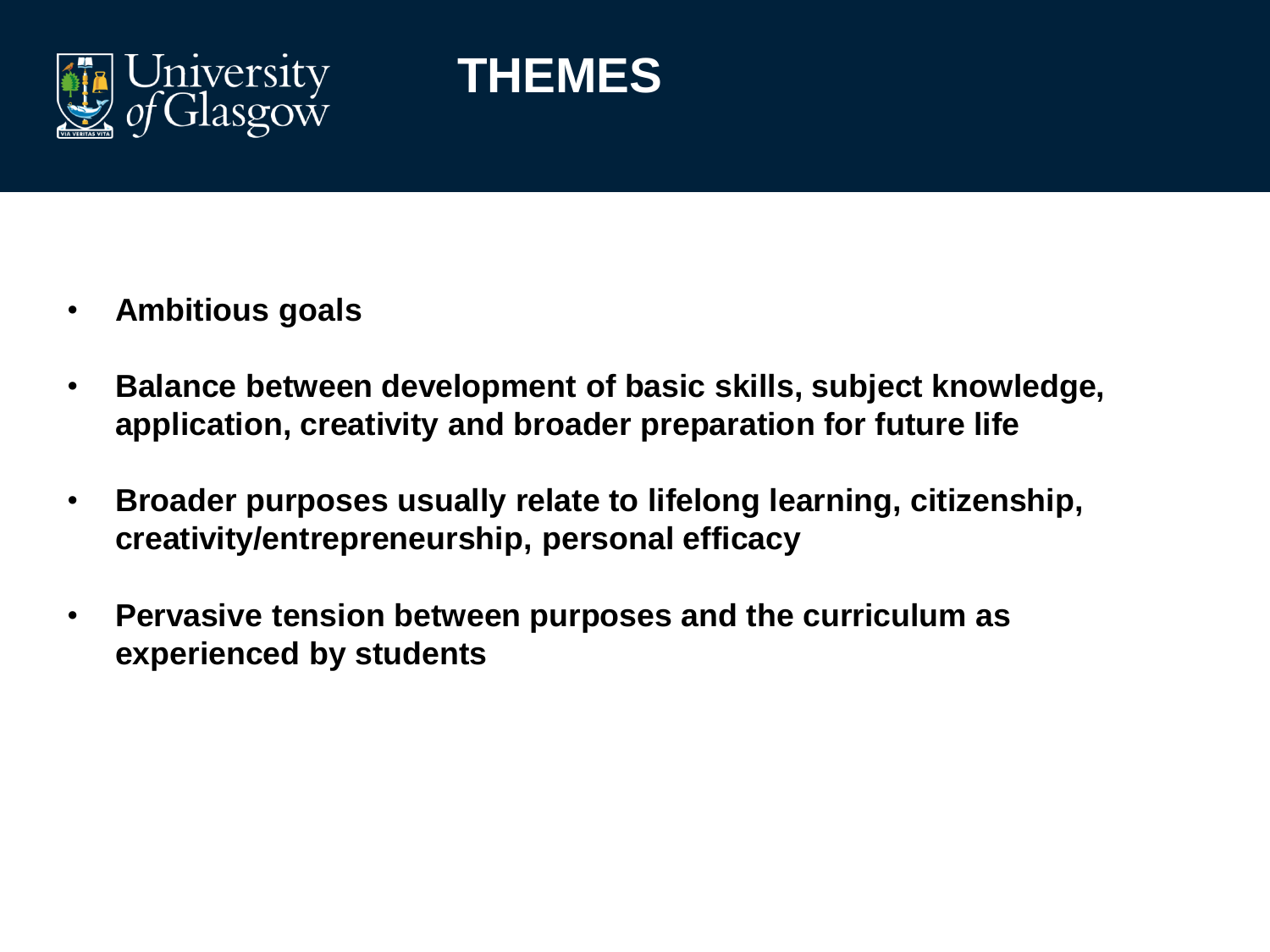# THEMES

- **Ambitious goals**
- **Balance between development of basic skills, subject knowledge, application, creativity and broader preparation for future life**
- **Broader purposes usually relate to lifelong learning, citizenship, creativity/entrepreneurship, personal efficacy**
- **Pervasive tension between purposes and the curriculum as experienced by students**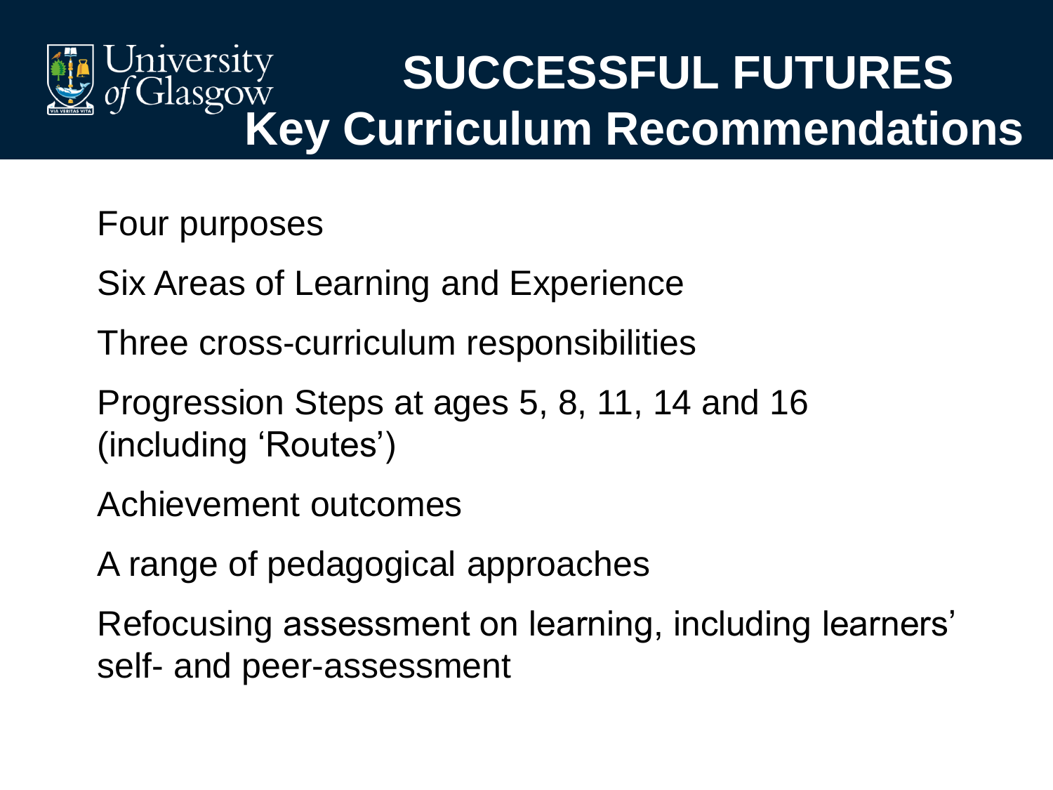# SUCCESSFUL FUTURES
## Key Curriculum Recommendations

Four purposes

Six Areas of Learning and Experience

Three cross-curriculum responsibilities

Progression Steps at ages 5, 8, 11, 14 and 16 (including 'Routes')

Achievement outcomes

A range of pedagogical approaches

Refocusing assessment on learning, including learners' self- and peer-assessment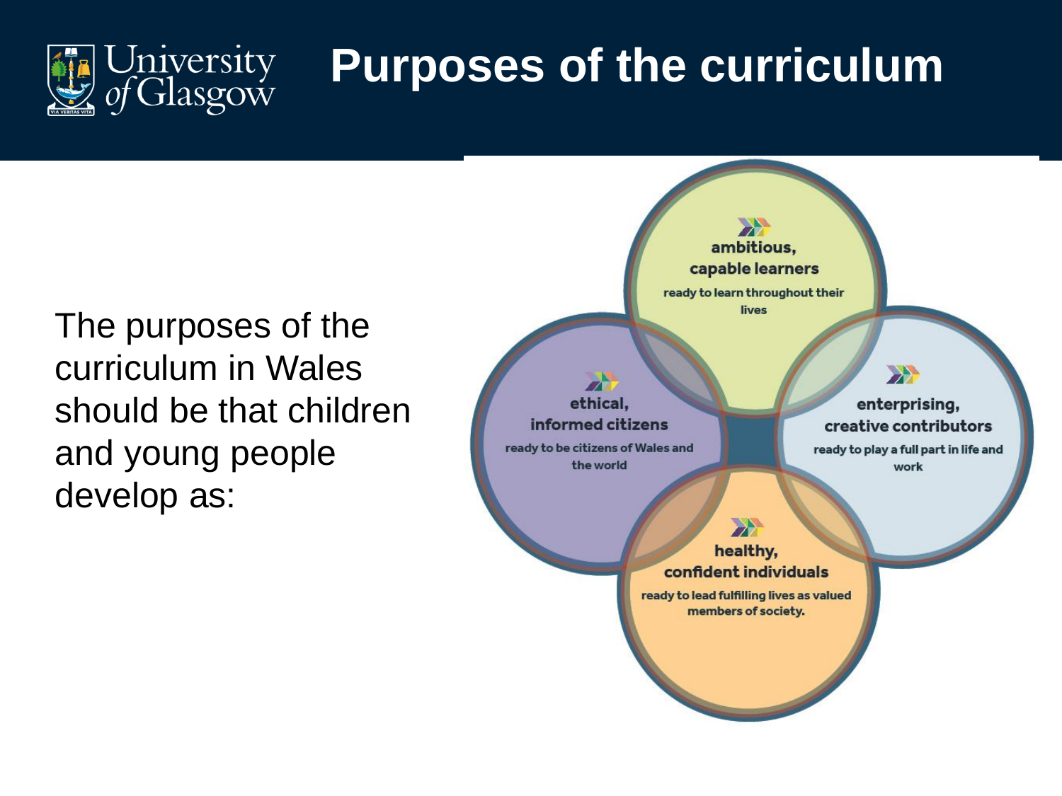# Purposes of the curriculum

The purposes of the curriculum in Wales should be that children and young people develop as:

**ambitious, capable learners**
ready to learn throughout their lives

**enterprising, creative contributors**
ready to play a full part in life and work

**ethical, informed citizens**
ready to be citizens of Wales and the world

**healthy, confident individuals**
ready to lead fulfilling lives as valued members of society.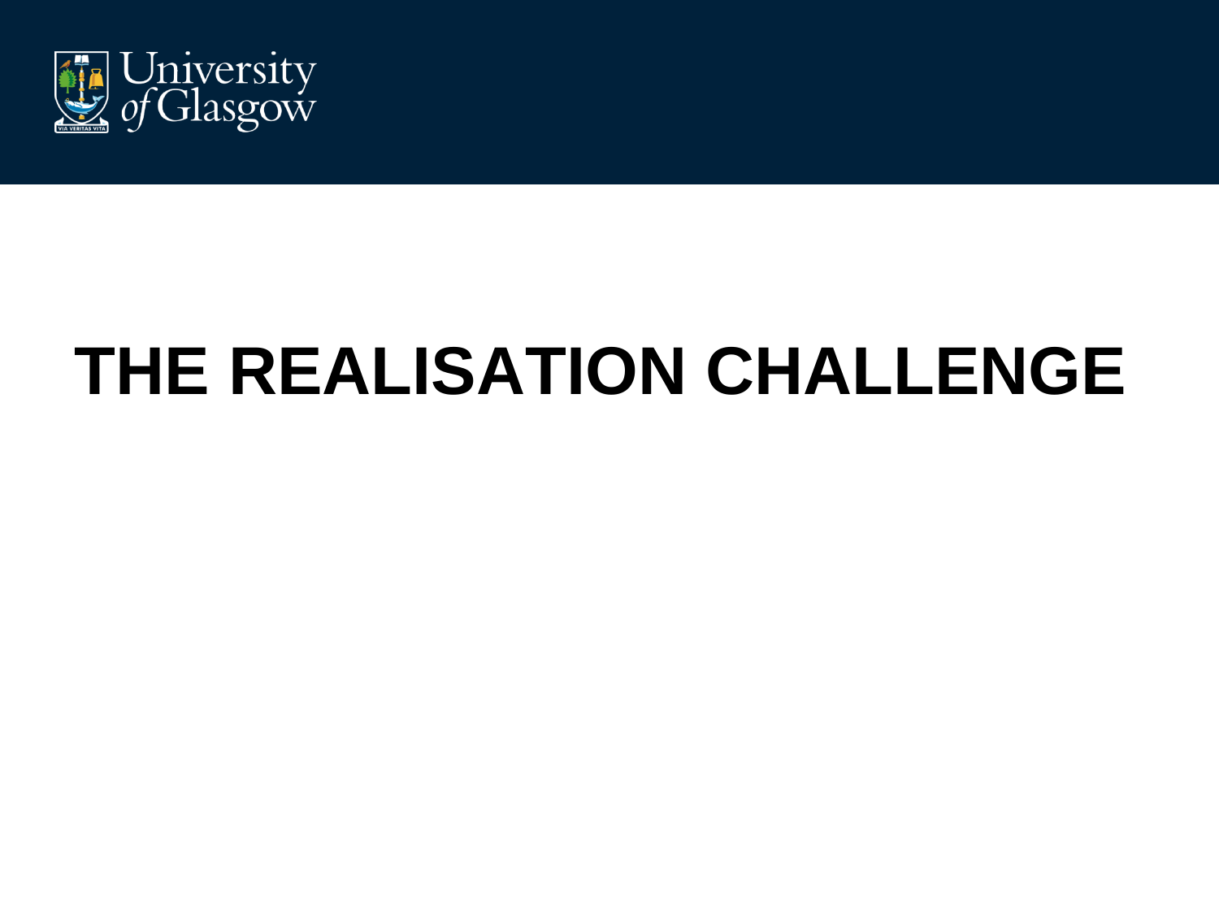# THE REALISATION CHALLENGE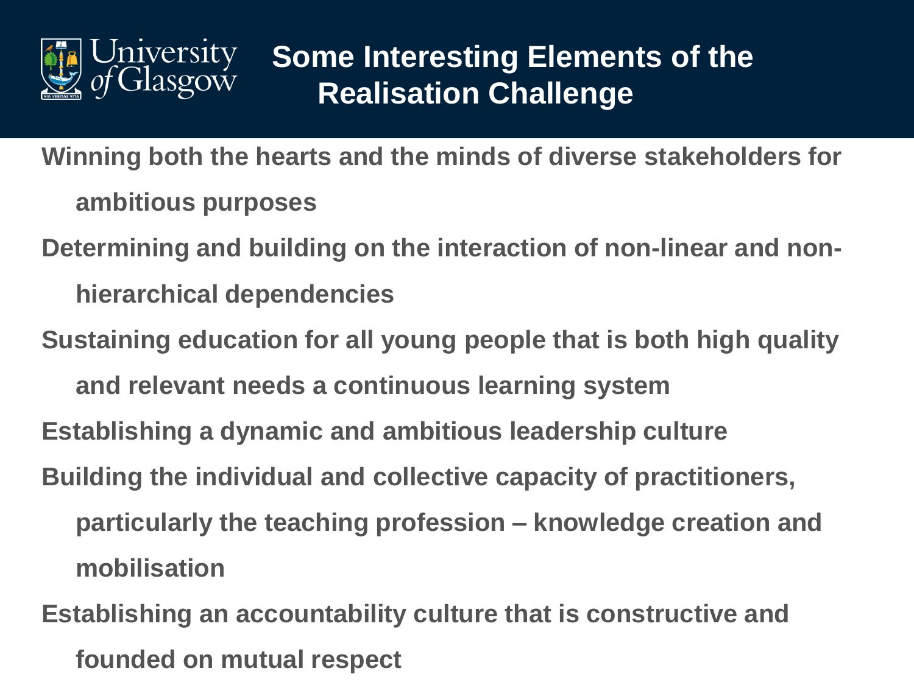# Some Interesting Elements of the Realisation Challenge

- **Winning both the hearts and the minds of diverse stakeholders for ambitious purposes**
- **Determining and building on the interaction of non-linear and non-hierarchical dependencies**
- **Sustaining education for all young people that is both high quality and relevant needs a continuous learning system**
- **Establishing a dynamic and ambitious leadership culture**
- **Building the individual and collective capacity of practitioners, particularly the teaching profession – knowledge creation and mobilisation**
- **Establishing an accountability culture that is constructive and founded on mutual respect**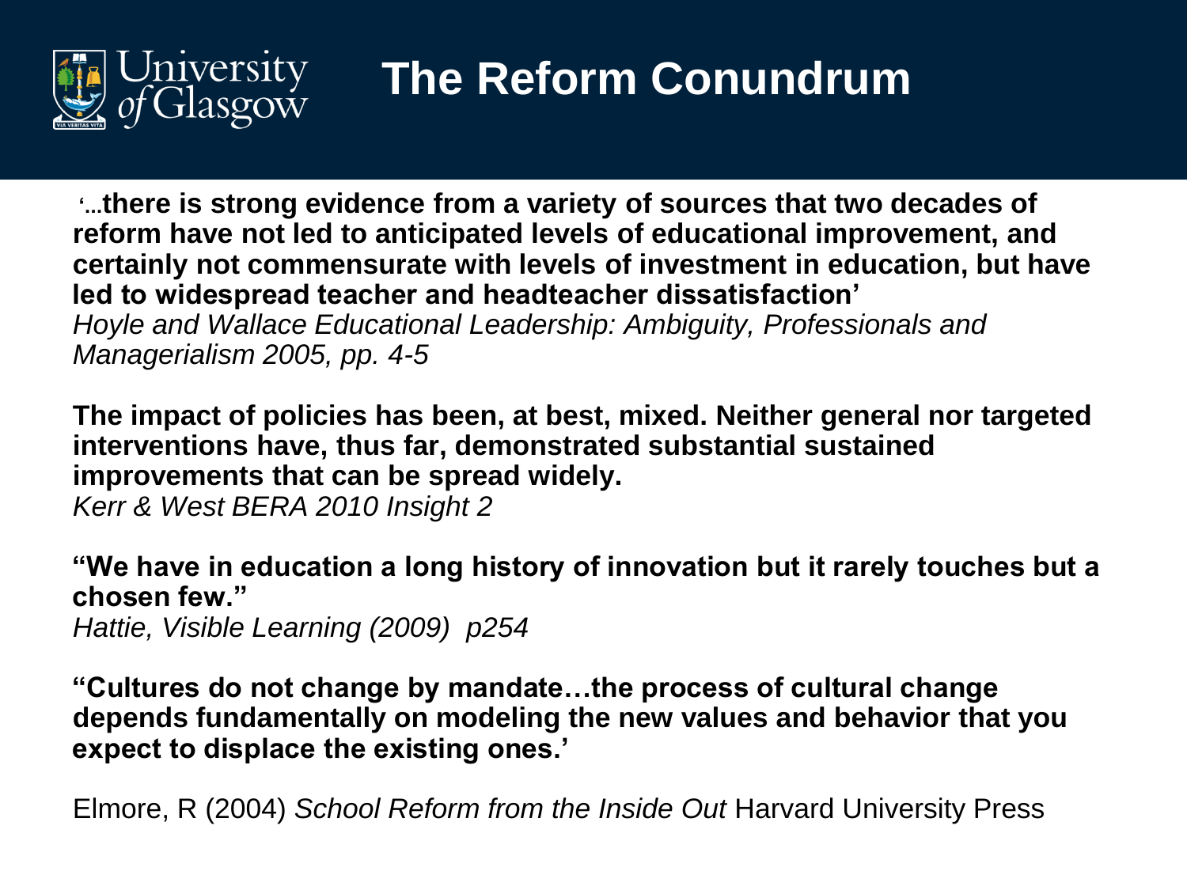# The Reform Conundrum

**'...there is strong evidence from a variety of sources that two decades of reform have not led to anticipated levels of educational improvement, and certainly not commensurate with levels of investment in education, but have led to widespread teacher and headteacher dissatisfaction'**
*Hoyle and Wallace Educational Leadership: Ambiguity, Professionals and Managerialism 2005, pp. 4-5*

**The impact of policies has been, at best, mixed. Neither general nor targeted interventions have, thus far, demonstrated substantial sustained improvements that can be spread widely.**
*Kerr & West BERA 2010 Insight 2*

**"We have in education a long history of innovation but it rarely touches but a chosen few."**
*Hattie, Visible Learning (2009) p254*

**"Cultures do not change by mandate…the process of cultural change depends fundamentally on modeling the new values and behavior that you expect to displace the existing ones.'**

Elmore, R (2004) *School Reform from the Inside Out* Harvard University Press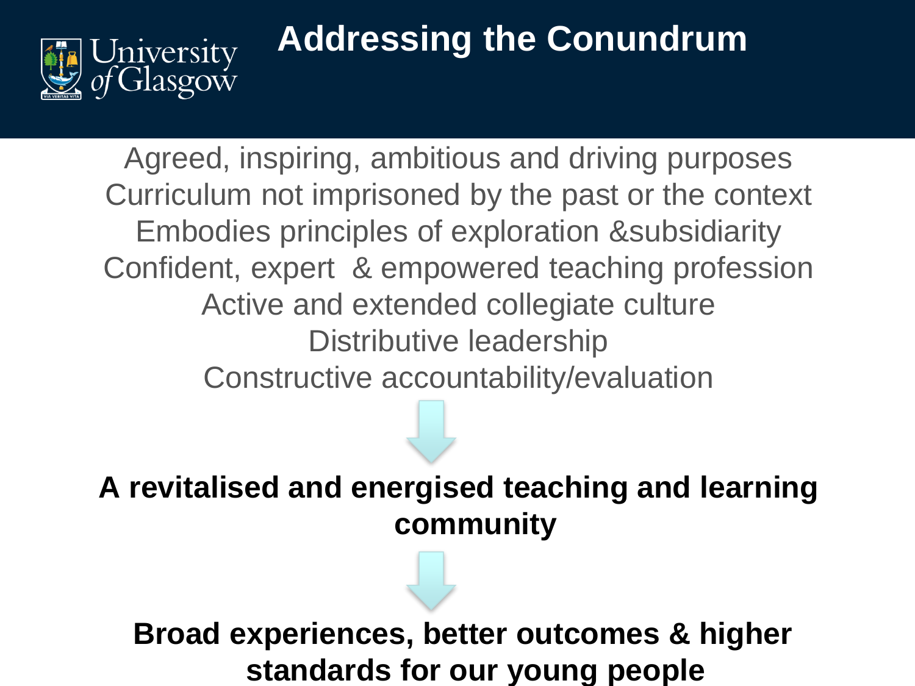# Addressing the Conundrum

Agreed, inspiring, ambitious and driving purposes
Curriculum not imprisoned by the past or the context
Embodies principles of exploration &subsidiarity
Confident, expert & empowered teaching profession
Active and extended collegiate culture
Distributive leadership
Constructive accountability/evaluation

**A revitalised and energised teaching and learning community**

**Broad experiences, better outcomes & higher standards for our young people**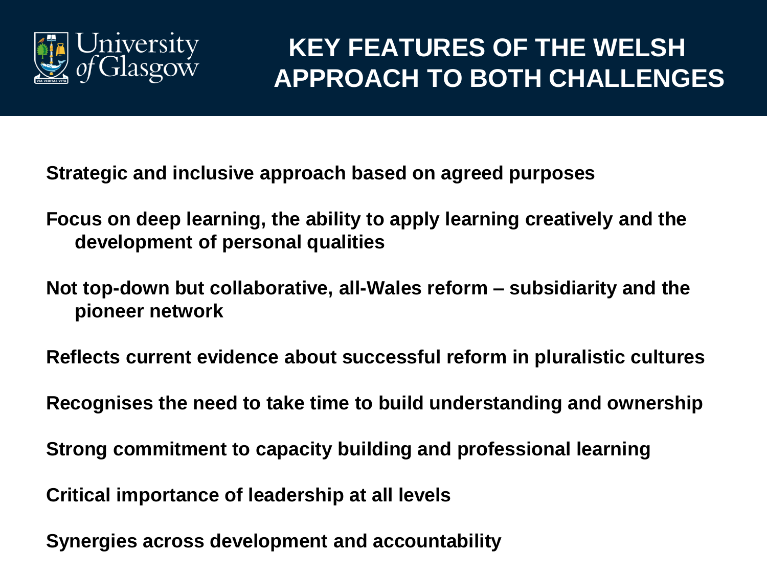# KEY FEATURES OF THE WELSH APPROACH TO BOTH CHALLENGES

**Strategic and inclusive approach based on agreed purposes**

**Focus on deep learning, the ability to apply learning creatively and the development of personal qualities**

**Not top-down but collaborative, all-Wales reform – subsidiarity and the pioneer network**

**Reflects current evidence about successful reform in pluralistic cultures**

**Recognises the need to take time to build understanding and ownership**

**Strong commitment to capacity building and professional learning**

**Critical importance of leadership at all levels**

**Synergies across development and accountability**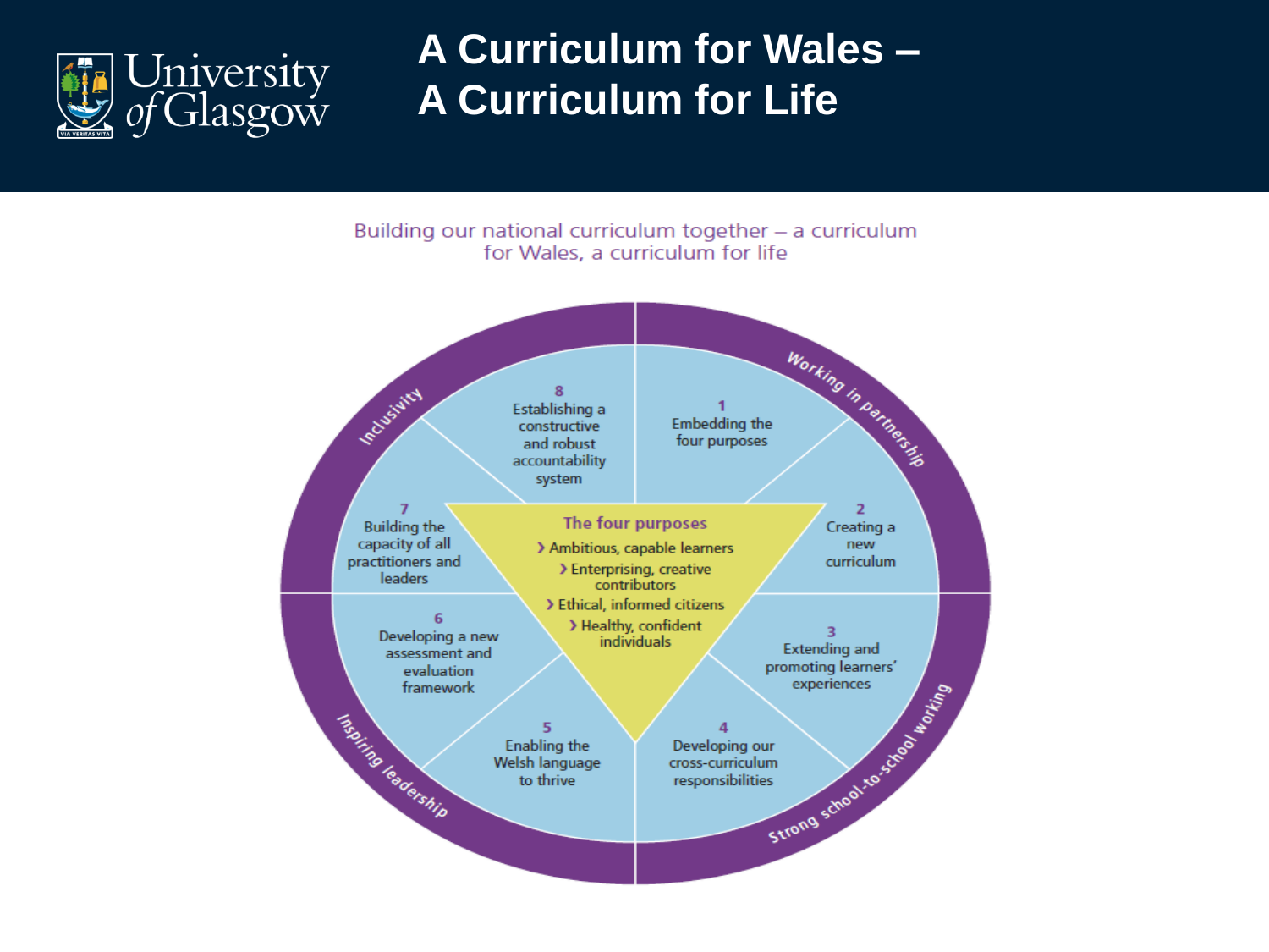# A Curriculum for Wales – A Curriculum for Life

Building our national curriculum together – a curriculum for Wales, a curriculum for life

Inclusivity

Working in partnership

Strong school-to-school working

Inspiring leadership

8
Establishing a constructive and robust accountability system

1
Embedding the four purposes

2
Creating a new curriculum

3
Extending and promoting learners' experiences

4
Developing our cross-curriculum responsibilities

5
Enabling the Welsh language to thrive

6
Developing a new assessment and evaluation framework

7
Building the capacity of all practitioners and leaders

The four purposes

- Ambitious, capable learners
- Enterprising, creative contributors
- Ethical, informed citizens
- Healthy, confident individuals